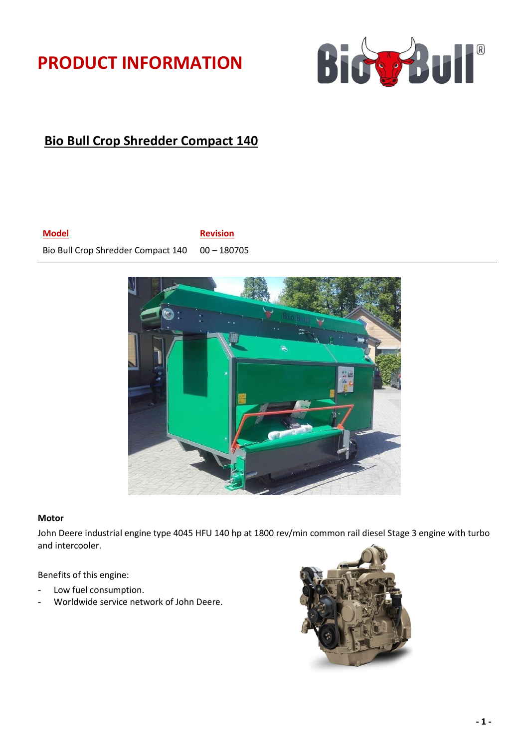# PRODUCT INFORMATION

## Bio Bull Crop Shredder Compact 140

| Model | Revision |
| --- | --- |
| Bio Bull Crop Shredder Compact 140 | 00 – 180705 |

**Motor**

John Deere industrial engine type 4045 HFU 140 hp at 1800 rev/min common rail diesel Stage 3 engine with turbo and intercooler.

Benefits of this engine:

- Low fuel consumption.
- Worldwide service network of John Deere.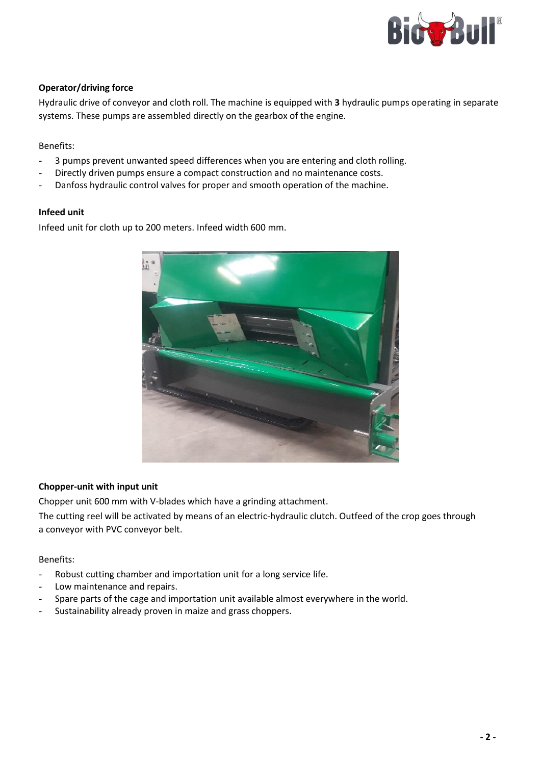**Operator/driving force**

Hydraulic drive of conveyor and cloth roll. The machine is equipped with **3** hydraulic pumps operating in separate systems. These pumps are assembled directly on the gearbox of the engine.

Benefits:

- 3 pumps prevent unwanted speed differences when you are entering and cloth rolling.
- Directly driven pumps ensure a compact construction and no maintenance costs.
- Danfoss hydraulic control valves for proper and smooth operation of the machine.

**Infeed unit**

Infeed unit for cloth up to 200 meters. Infeed width 600 mm.

**Chopper-unit with input unit**

Chopper unit 600 mm with V-blades which have a grinding attachment.

The cutting reel will be activated by means of an electric-hydraulic clutch. Outfeed of the crop goes through a conveyor with PVC conveyor belt.

Benefits:

- Robust cutting chamber and importation unit for a long service life.
- Low maintenance and repairs.
- Spare parts of the cage and importation unit available almost everywhere in the world.
- Sustainability already proven in maize and grass choppers.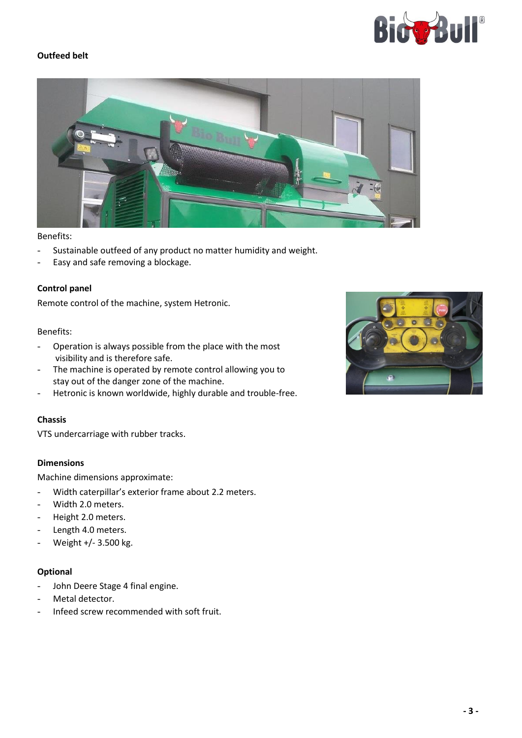**Outfeed belt**

Benefits:

- Sustainable outfeed of any product no matter humidity and weight.
- Easy and safe removing a blockage.

**Control panel**

Remote control of the machine, system Hetronic.

Benefits:

- Operation is always possible from the place with the most visibility and is therefore safe.
- The machine is operated by remote control allowing you to stay out of the danger zone of the machine.
- Hetronic is known worldwide, highly durable and trouble-free.

**Chassis**

VTS undercarriage with rubber tracks.

**Dimensions**

Machine dimensions approximate:

- Width caterpillar's exterior frame about 2.2 meters.
- Width 2.0 meters.
- Height 2.0 meters.
- Length 4.0 meters.
- Weight +/- 3.500 kg.

**Optional**

- John Deere Stage 4 final engine.
- Metal detector.
- Infeed screw recommended with soft fruit.